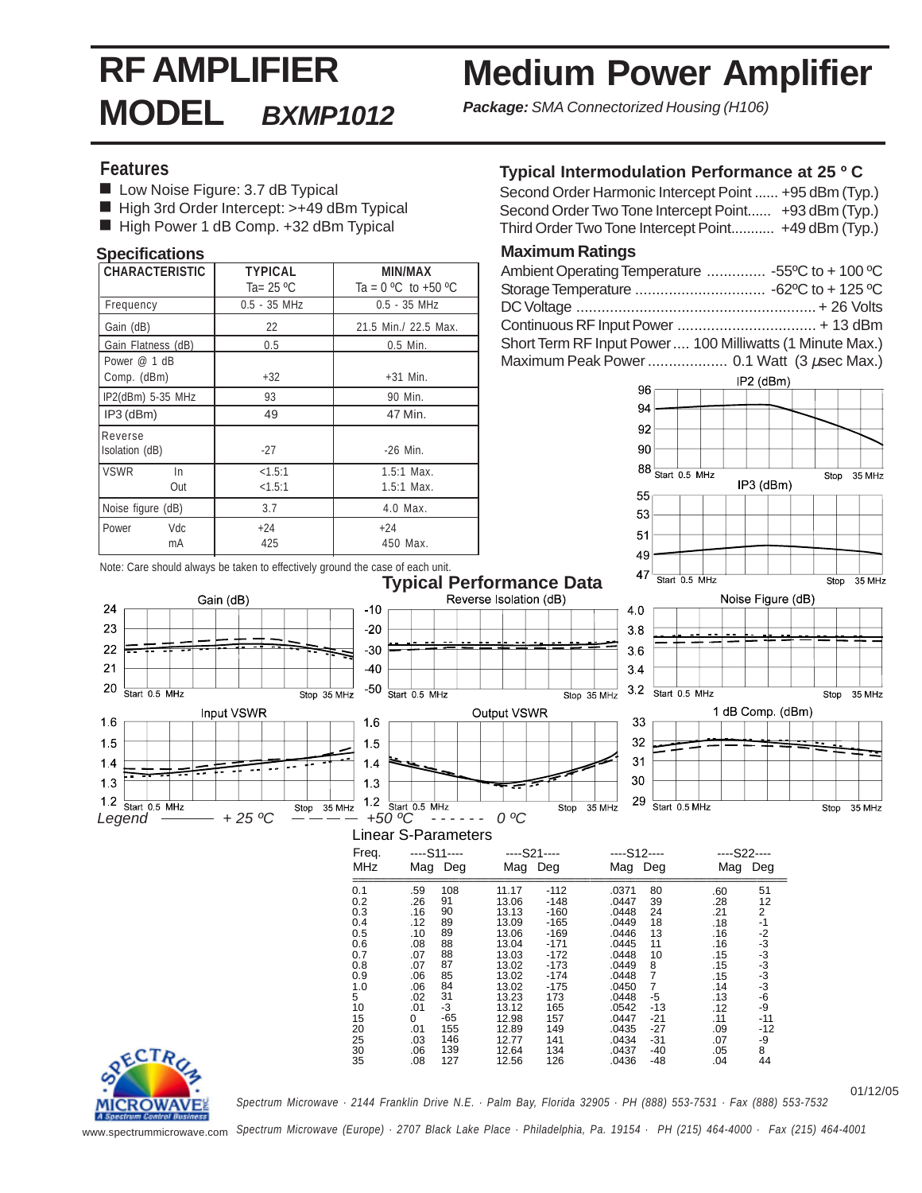# RF AMPLIFIER MODEL *BXMP1012*

# Medium Power Amplifier

***Package:*** *SMA Connectorized Housing (H106)*

## Features

- Low Noise Figure: 3.7 dB Typical
- High 3rd Order Intercept: >+49 dBm Typical
- High Power 1 dB Comp. +32 dBm Typical

## Specifications

| CHARACTERISTIC | TYPICAL Ta= 25 ºC | MIN/MAX Ta = 0 ºC to +50 ºC |
|---|---|---|
| Frequency | 0.5 - 35 MHz | 0.5 - 35 MHz |
| Gain (dB) | 22 | 21.5 Min./ 22.5 Max. |
| Gain Flatness (dB) | 0.5 | 0.5 Min. |
| Power @ 1 dB Comp. (dBm) | +32 | +31 Min. |
| IP2(dBm) 5-35 MHz | 93 | 90 Min. |
| IP3 (dBm) | 49 | 47 Min. |
| Reverse Isolation (dB) | -27 | -26 Min. |
| VSWR In | <1.5:1 | 1.5:1 Max. |
| VSWR Out | <1.5:1 | 1.5:1 Max. |
| Noise figure (dB) | 3.7 | 4.0 Max. |
| Power Vdc | +24 | +24 |
| Power mA | 425 | 450 Max. |

Note: Care should always be taken to effectively ground the case of each unit.

## Typical Intermodulation Performance at 25 º C

Second Order Harmonic Intercept Point ...... +95 dBm (Typ.)
Second Order Two Tone Intercept Point...... +93 dBm (Typ.)
Third Order Two Tone Intercept Point........... +49 dBm (Typ.)

## Maximum Ratings

Ambient Operating Temperature .............. -55ºC to + 100 ºC
Storage Temperature .............................. -62ºC to + 125 ºC
DC Voltage ......................................................... + 26 Volts
Continuous RF Input Power ................................ + 13 dBm
Short Term RF Input Power .... 100 Milliwatts (1 Minute Max.)
Maximum Peak Power ................... 0.1 Watt (3 μsec Max.)

## Typical Performance Data

Legend: ——— + 25 ºC  — — — — +50 ºC  - - - - - - 0 ºC

## Linear S-Parameters

| Freq. MHz | S11 Mag | S11 Deg | S21 Mag | S21 Deg | S12 Mag | S12 Deg | S22 Mag | S22 Deg |
|---|---|---|---|---|---|---|---|---|
| 0.1 | .59 | 108 | 11.17 | -112 | .0371 | 80 | .60 | 51 |
| 0.2 | .26 | 91 | 13.06 | -148 | .0447 | 39 | .28 | 12 |
| 0.3 | .16 | 90 | 13.13 | -160 | .0448 | 24 | .21 | 2 |
| 0.4 | .12 | 89 | 13.09 | -165 | .0449 | 18 | .18 | -1 |
| 0.5 | .10 | 89 | 13.06 | -169 | .0446 | 13 | .16 | -2 |
| 0.6 | .08 | 88 | 13.04 | -171 | .0445 | 11 | .16 | -3 |
| 0.7 | .07 | 88 | 13.03 | -172 | .0448 | 10 | .15 | -3 |
| 0.8 | .07 | 87 | 13.02 | -173 | .0449 | 8 | .15 | -3 |
| 0.9 | .06 | 85 | 13.02 | -174 | .0448 | 7 | .15 | -3 |
| 1.0 | .06 | 84 | 13.02 | -175 | .0450 | 7 | .14 | -3 |
| 5 | .02 | 31 | 13.23 | 173 | .0448 | -5 | .13 | -6 |
| 10 | .01 | -3 | 13.12 | 165 | .0542 | -13 | .12 | -9 |
| 15 | 0 | -65 | 12.98 | 157 | .0447 | -21 | .11 | -11 |
| 20 | .01 | 155 | 12.89 | 149 | .0435 | -27 | .09 | -12 |
| 25 | .03 | 146 | 12.77 | 141 | .0434 | -31 | .07 | -9 |
| 30 | .06 | 139 | 12.64 | 134 | .0437 | -40 | .05 | 8 |
| 35 | .08 | 127 | 12.56 | 126 | .0436 | -48 | .04 | 44 |

01/12/05

Spectrum Microwave · 2144 Franklin Drive N.E. · Palm Bay, Florida 32905 · PH (888) 553-7531 · Fax (888) 553-7532

Spectrum Microwave (Europe) · 2707 Black Lake Place · Philadelphia, Pa. 19154 · PH (215) 464-4000 · Fax (215) 464-4001

www.spectrummicrowave.com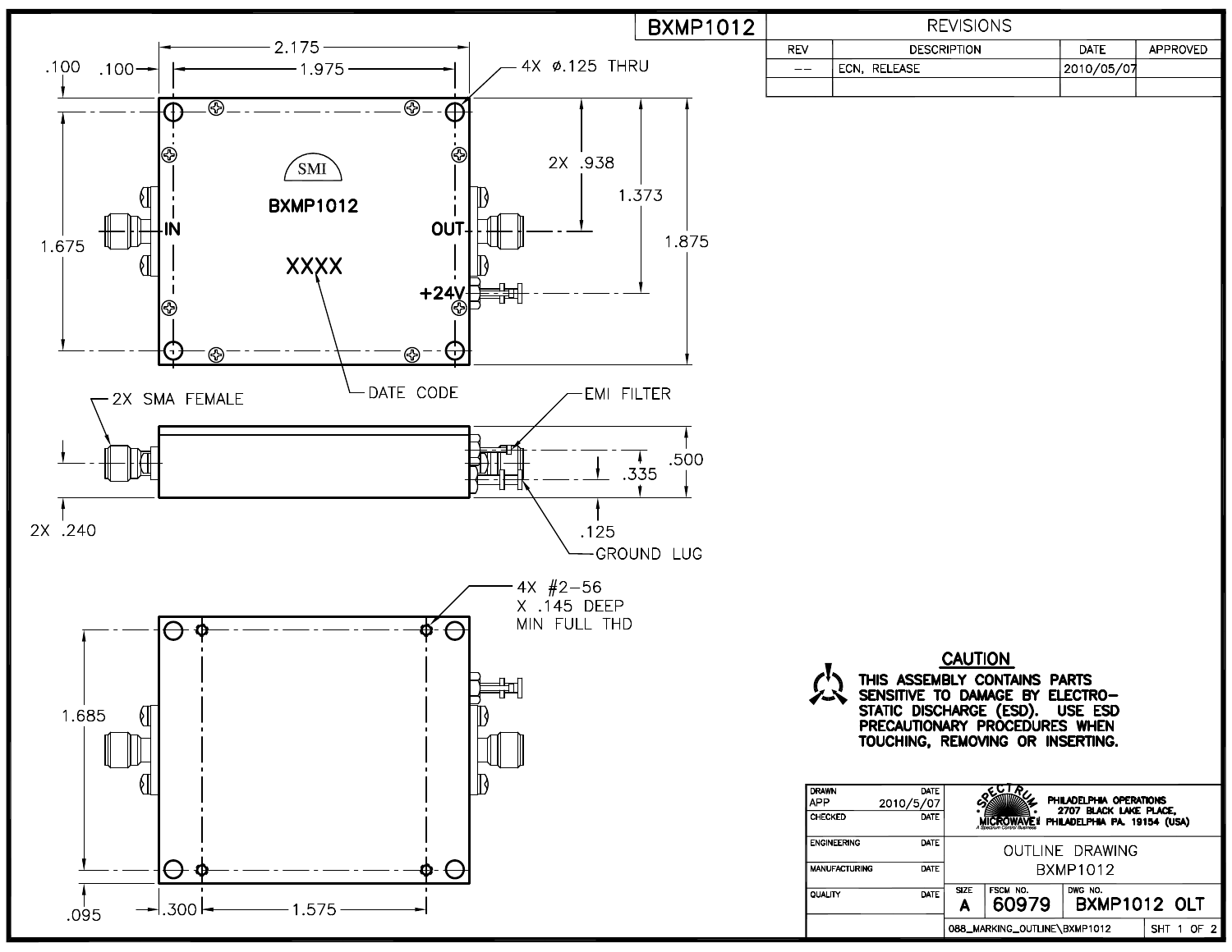BXMP1012

| REVISIONS | | | |
|---|---|---|---|
| REV | DESCRIPTION | DATE | APPROVED |
| -- | ECN, RELEASE | 2010/05/07 | |
| | | | |

2.175

1.975

.100

.100

4X ø.125 THRU

2X .938

1.373

1.875

1.675

SMI

BXMP1012

IN

OUT

XXXX

+24V

DATE CODE

2X SMA FEMALE

EMI FILTER

.335

.500

2X .240

.125

GROUND LUG

4X #2-56
X .145 DEEP
MIN FULL THD

1.685

.095

.300

1.575

## CAUTION

THIS ASSEMBLY CONTAINS PARTS SENSITIVE TO DAMAGE BY ELECTRO-STATIC DISCHARGE (ESD). USE ESD PRECAUTIONARY PROCEDURES WHEN TOUCHING, REMOVING OR INSERTING.

| | | | | |
|---|---|---|---|---|
| DRAWN APP | DATE 2010/5/07 | SPECTRUM MICROWAVE INC. A Spectrum Control Business — PHILADELPHIA OPERATIONS 2707 BLACK LAKE PLACE, PHILADELPHIA PA. 19154 (USA) | | |
| CHECKED | DATE | | | |
| ENGINEERING | DATE | OUTLINE DRAWING BXMP1012 | | |
| MANUFACTURING | DATE | | | |
| QUALITY | DATE | SIZE A | FSCM NO. 60979 | DWG NO. BXMP1012 OLT |
| | | 088_MARKING_OUTLINE\BXMP1012 | | SHT 1 OF 2 |